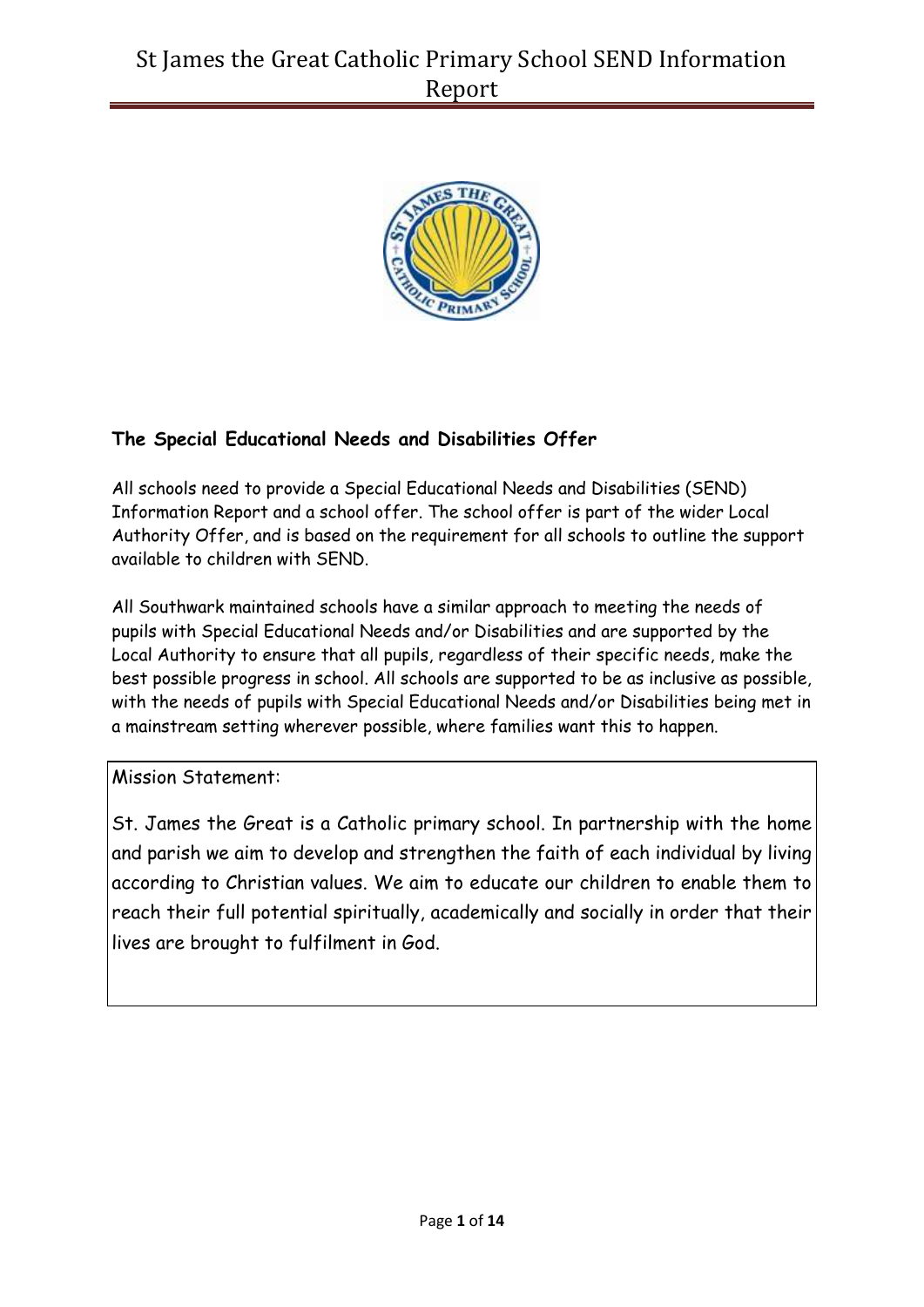## The Special Educational Needs and Disabilities Offer

All schools need to provide a Special Educational Needs and Disabilities (SEND) Information Report and a school offer. The school offer is part of the wider Local Authority Offer, and is based on the requirement for all schools to outline the support available to children with SEND.

All Southwark maintained schools have a similar approach to meeting the needs of pupils with Special Educational Needs and/or Disabilities and are supported by the Local Authority to ensure that all pupils, regardless of their specific needs, make the best possible progress in school. All schools are supported to be as inclusive as possible, with the needs of pupils with Special Educational Needs and/or Disabilities being met in a mainstream setting wherever possible, where families want this to happen.

Mission Statement:

St. James the Great is a Catholic primary school. In partnership with the home and parish we aim to develop and strengthen the faith of each individual by living according to Christian values. We aim to educate our children to enable them to reach their full potential spiritually, academically and socially in order that their lives are brought to fulfilment in God.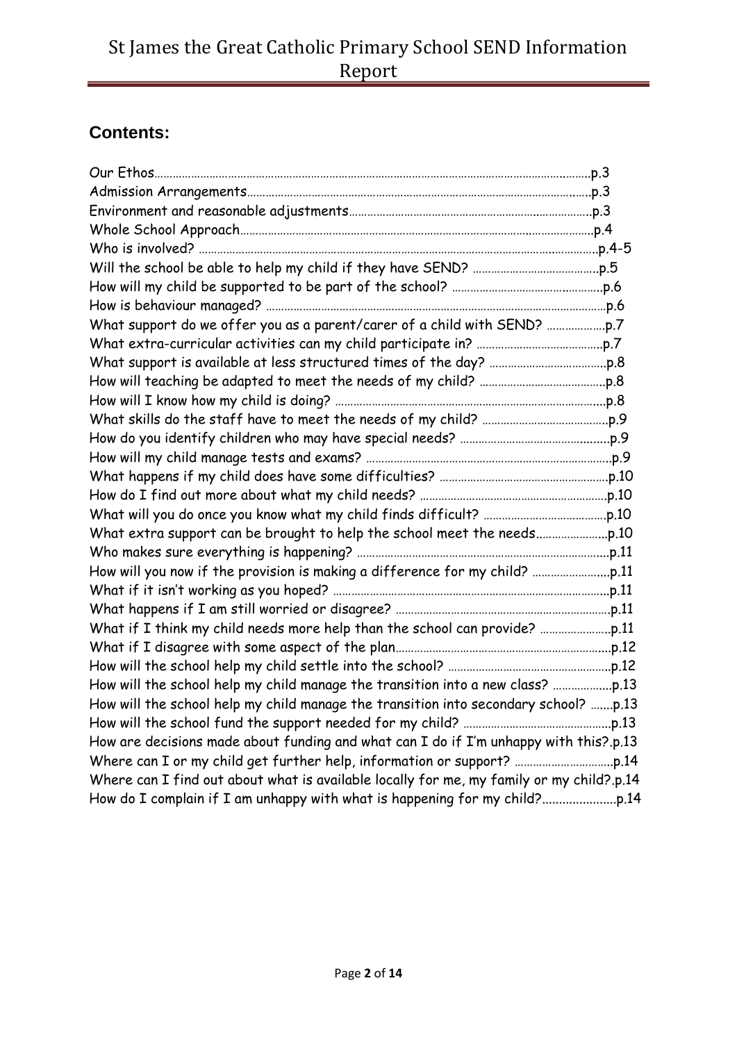## Contents:

Our Ethos……………………………………………………………………………………………………………………p.3
Admission Arrangements……………………………………………………………………………………………p.3
Environment and reasonable adjustments………………………………………………………………p.3
Whole School Approach……………………………………………………………………………………………p.4
Who is involved? ……………………………………………………………………………………………………p.4-5
Will the school be able to help my child if they have SEND? ……………………………p.5
How will my child be supported to be part of the school? ……………………………………p.6
How is behaviour managed? …………………………………………………………………………………p.6
What support do we offer you as a parent/carer of a child with SEND? ………………p.7
What extra-curricular activities can my child participate in? ……………………………p.7
What support is available at less structured times of the day? …………………………p.8
How will teaching be adapted to meet the needs of my child? ……………………………p.8
How will I know how my child is doing? ………………………………………………………………p.8
What skills do the staff have to meet the needs of my child? ……………………………p.9
How do you identify children who may have special needs? ………………………………p.9
How will my child manage tests and exams? ……………………………………………………p.9
What happens if my child does have some difficulties? ……………………………………p.10
How do I find out more about what my child needs? …………………………………………p.10
What will you do once you know what my child finds difficult? …………………………p.10
What extra support can be brought to help the school meet the needs…………………p.10
Who makes sure everything is happening? ………………………………………………………p.11
How will you now if the provision is making a difference for my child? ………………p.11
What if it isn't working as you hoped? …………………………………………………………p.11
What happens if I am still worried or disagree? ……………………………………………p.11
What if I think my child needs more help than the school can provide? ………………p.11
What if I disagree with some aspect of the plan………………………………………………p.12
How will the school help my child settle into the school? …………………………………p.12
How will the school help my child manage the transition into a new class? ………………p.13
How will the school help my child manage the transition into secondary school? …….p.13
How will the school fund the support needed for my child? ………………………………p.13
How are decisions made about funding and what can I do if I'm unhappy with this?.p.13
Where can I or my child get further help, information or support? ……………………p.14
Where can I find out about what is available locally for me, my family or my child?.p.14
How do I complain if I am unhappy with what is happening for my child?………………..p.14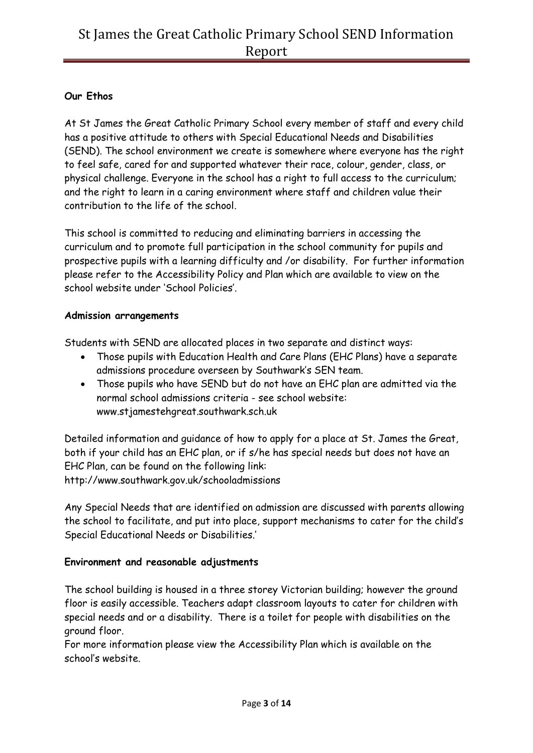**Our Ethos**

At St James the Great Catholic Primary School every member of staff and every child has a positive attitude to others with Special Educational Needs and Disabilities (SEND). The school environment we create is somewhere where everyone has the right to feel safe, cared for and supported whatever their race, colour, gender, class, or physical challenge. Everyone in the school has a right to full access to the curriculum; and the right to learn in a caring environment where staff and children value their contribution to the life of the school.

This school is committed to reducing and eliminating barriers in accessing the curriculum and to promote full participation in the school community for pupils and prospective pupils with a learning difficulty and /or disability. For further information please refer to the Accessibility Policy and Plan which are available to view on the school website under 'School Policies'.

**Admission arrangements**

Students with SEND are allocated places in two separate and distinct ways:

- Those pupils with Education Health and Care Plans (EHC Plans) have a separate admissions procedure overseen by Southwark's SEN team.
- Those pupils who have SEND but do not have an EHC plan are admitted via the normal school admissions criteria - see school website: www.stjamestehgreat.southwark.sch.uk

Detailed information and guidance of how to apply for a place at St. James the Great, both if your child has an EHC plan, or if s/he has special needs but does not have an EHC Plan, can be found on the following link: http://www.southwark.gov.uk/schooladmissions

Any Special Needs that are identified on admission are discussed with parents allowing the school to facilitate, and put into place, support mechanisms to cater for the child's Special Educational Needs or Disabilities.'

**Environment and reasonable adjustments**

The school building is housed in a three storey Victorian building; however the ground floor is easily accessible. Teachers adapt classroom layouts to cater for children with special needs and or a disability. There is a toilet for people with disabilities on the ground floor.
For more information please view the Accessibility Plan which is available on the school's website.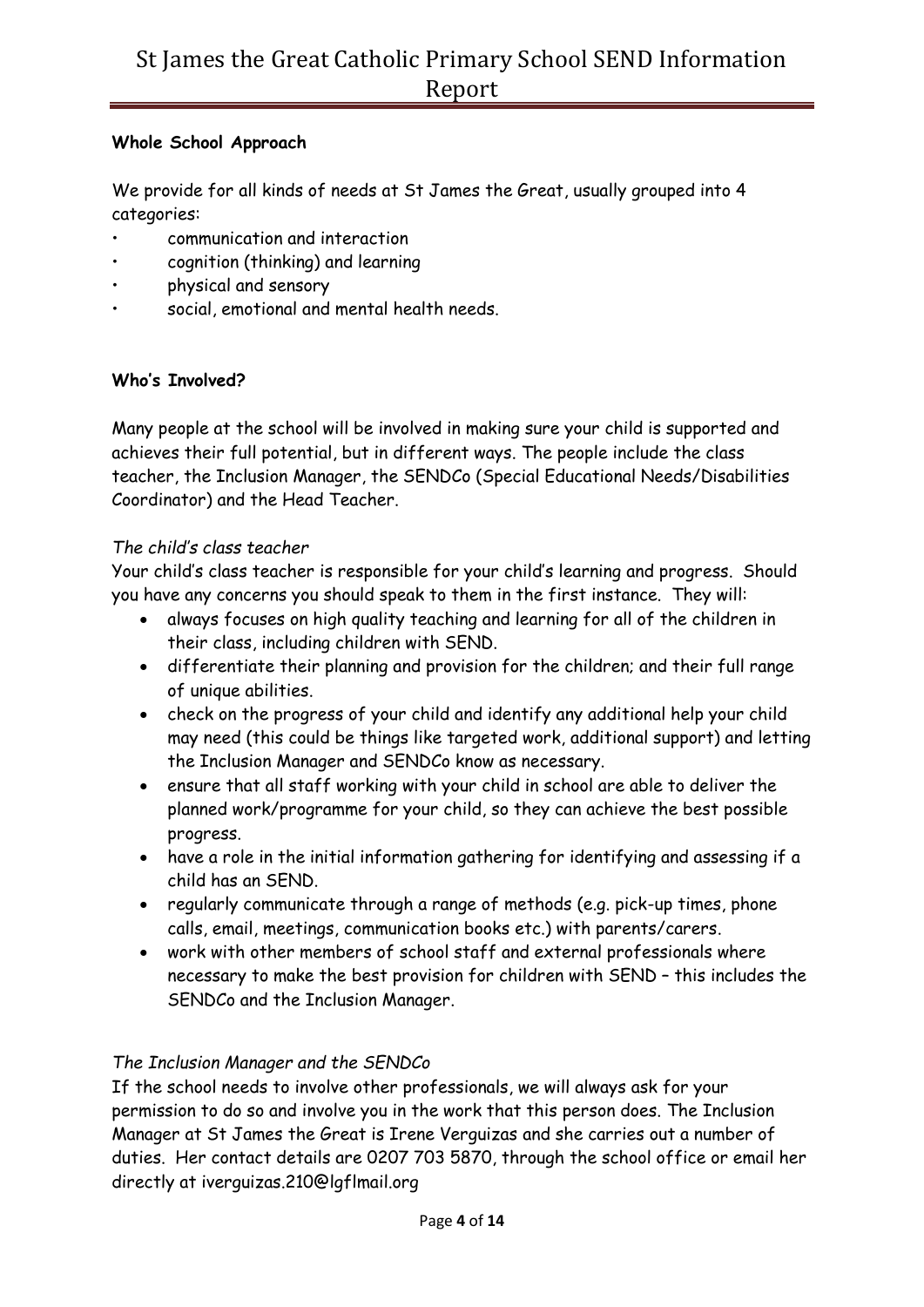**Whole School Approach**

We provide for all kinds of needs at St James the Great, usually grouped into 4 categories:

- communication and interaction
- cognition (thinking) and learning
- physical and sensory
- social, emotional and mental health needs.

**Who's Involved?**

Many people at the school will be involved in making sure your child is supported and achieves their full potential, but in different ways. The people include the class teacher, the Inclusion Manager, the SENDCo (Special Educational Needs/Disabilities Coordinator) and the Head Teacher.

*The child's class teacher*

Your child's class teacher is responsible for your child's learning and progress. Should you have any concerns you should speak to them in the first instance. They will:

- always focuses on high quality teaching and learning for all of the children in their class, including children with SEND.
- differentiate their planning and provision for the children; and their full range of unique abilities.
- check on the progress of your child and identify any additional help your child may need (this could be things like targeted work, additional support) and letting the Inclusion Manager and SENDCo know as necessary.
- ensure that all staff working with your child in school are able to deliver the planned work/programme for your child, so they can achieve the best possible progress.
- have a role in the initial information gathering for identifying and assessing if a child has an SEND.
- regularly communicate through a range of methods (e.g. pick-up times, phone calls, email, meetings, communication books etc.) with parents/carers.
- work with other members of school staff and external professionals where necessary to make the best provision for children with SEND – this includes the SENDCo and the Inclusion Manager.

*The Inclusion Manager and the SENDCo*

If the school needs to involve other professionals, we will always ask for your permission to do so and involve you in the work that this person does. The Inclusion Manager at St James the Great is Irene Verguizas and she carries out a number of duties. Her contact details are 0207 703 5870, through the school office or email her directly at iverguizas.210@lgflmail.org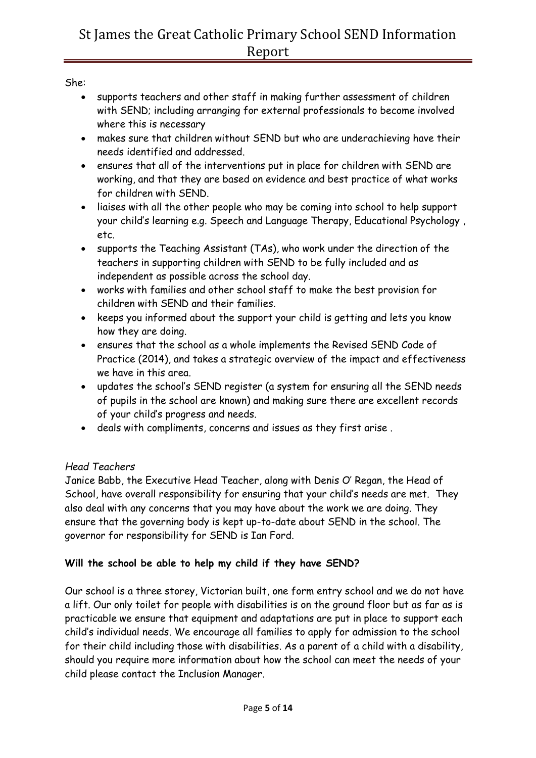She:

- supports teachers and other staff in making further assessment of children with SEND; including arranging for external professionals to become involved where this is necessary
- makes sure that children without SEND but who are underachieving have their needs identified and addressed.
- ensures that all of the interventions put in place for children with SEND are working, and that they are based on evidence and best practice of what works for children with SEND.
- liaises with all the other people who may be coming into school to help support your child's learning e.g. Speech and Language Therapy, Educational Psychology , etc.
- supports the Teaching Assistant (TAs), who work under the direction of the teachers in supporting children with SEND to be fully included and as independent as possible across the school day.
- works with families and other school staff to make the best provision for children with SEND and their families.
- keeps you informed about the support your child is getting and lets you know how they are doing.
- ensures that the school as a whole implements the Revised SEND Code of Practice (2014), and takes a strategic overview of the impact and effectiveness we have in this area.
- updates the school's SEND register (a system for ensuring all the SEND needs of pupils in the school are known) and making sure there are excellent records of your child's progress and needs.
- deals with compliments, concerns and issues as they first arise .

*Head Teachers*

Janice Babb, the Executive Head Teacher, along with Denis O' Regan, the Head of School, have overall responsibility for ensuring that your child's needs are met. They also deal with any concerns that you may have about the work we are doing. They ensure that the governing body is kept up-to-date about SEND in the school. The governor for responsibility for SEND is Ian Ford.

**Will the school be able to help my child if they have SEND?**

Our school is a three storey, Victorian built, one form entry school and we do not have a lift. Our only toilet for people with disabilities is on the ground floor but as far as is practicable we ensure that equipment and adaptations are put in place to support each child's individual needs. We encourage all families to apply for admission to the school for their child including those with disabilities. As a parent of a child with a disability, should you require more information about how the school can meet the needs of your child please contact the Inclusion Manager.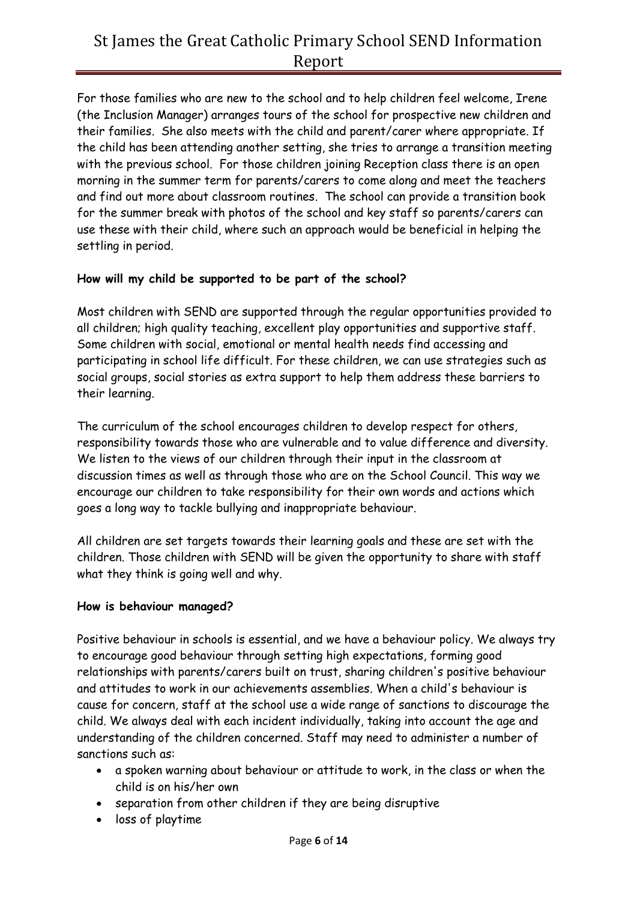For those families who are new to the school and to help children feel welcome, Irene (the Inclusion Manager) arranges tours of the school for prospective new children and their families. She also meets with the child and parent/carer where appropriate. If the child has been attending another setting, she tries to arrange a transition meeting with the previous school. For those children joining Reception class there is an open morning in the summer term for parents/carers to come along and meet the teachers and find out more about classroom routines. The school can provide a transition book for the summer break with photos of the school and key staff so parents/carers can use these with their child, where such an approach would be beneficial in helping the settling in period.

**How will my child be supported to be part of the school?**

Most children with SEND are supported through the regular opportunities provided to all children; high quality teaching, excellent play opportunities and supportive staff. Some children with social, emotional or mental health needs find accessing and participating in school life difficult. For these children, we can use strategies such as social groups, social stories as extra support to help them address these barriers to their learning.

The curriculum of the school encourages children to develop respect for others, responsibility towards those who are vulnerable and to value difference and diversity. We listen to the views of our children through their input in the classroom at discussion times as well as through those who are on the School Council. This way we encourage our children to take responsibility for their own words and actions which goes a long way to tackle bullying and inappropriate behaviour.

All children are set targets towards their learning goals and these are set with the children. Those children with SEND will be given the opportunity to share with staff what they think is going well and why.

**How is behaviour managed?**

Positive behaviour in schools is essential, and we have a behaviour policy. We always try to encourage good behaviour through setting high expectations, forming good relationships with parents/carers built on trust, sharing children's positive behaviour and attitudes to work in our achievements assemblies. When a child's behaviour is cause for concern, staff at the school use a wide range of sanctions to discourage the child. We always deal with each incident individually, taking into account the age and understanding of the children concerned. Staff may need to administer a number of sanctions such as:

- a spoken warning about behaviour or attitude to work, in the class or when the child is on his/her own
- separation from other children if they are being disruptive
- loss of playtime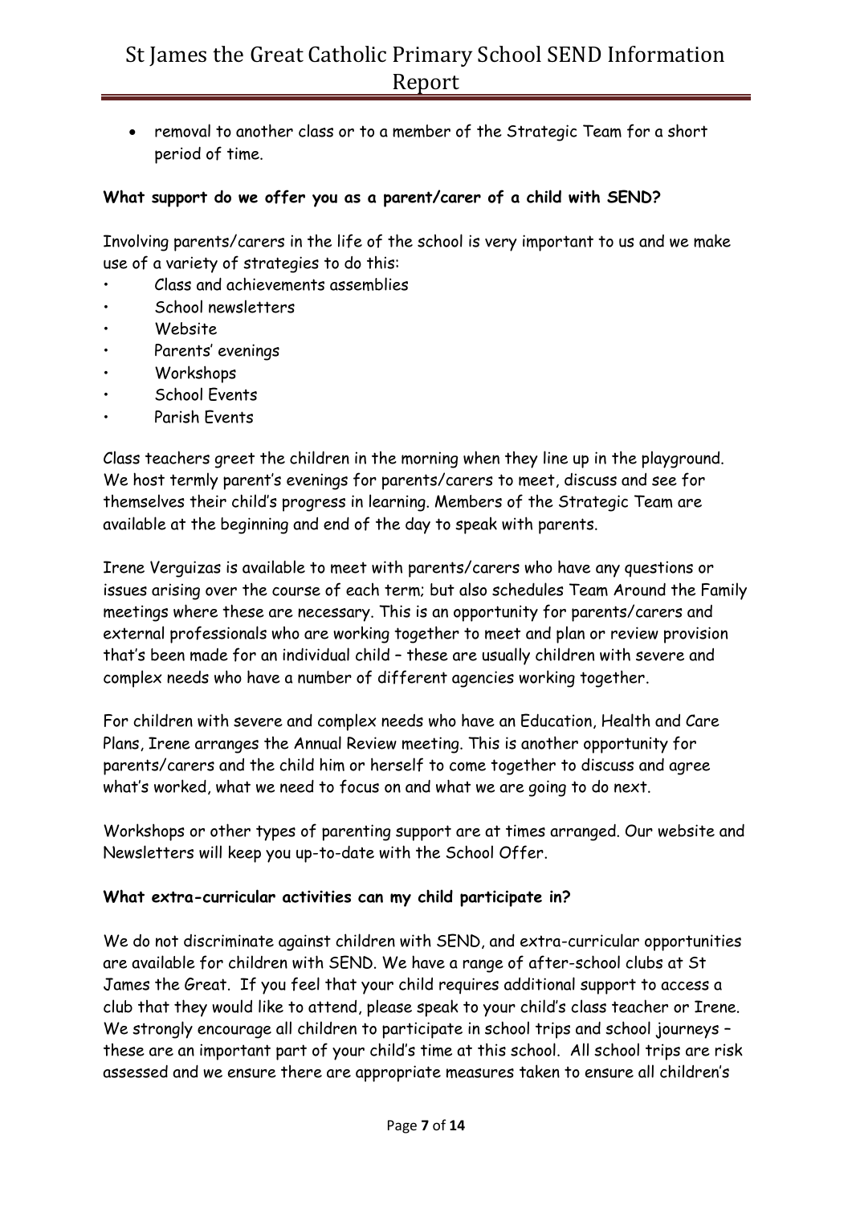- removal to another class or to a member of the Strategic Team for a short period of time.

**What support do we offer you as a parent/carer of a child with SEND?**

Involving parents/carers in the life of the school is very important to us and we make use of a variety of strategies to do this:

- Class and achievements assemblies
- School newsletters
- Website
- Parents' evenings
- Workshops
- School Events
- Parish Events

Class teachers greet the children in the morning when they line up in the playground. We host termly parent's evenings for parents/carers to meet, discuss and see for themselves their child's progress in learning. Members of the Strategic Team are available at the beginning and end of the day to speak with parents.

Irene Verguizas is available to meet with parents/carers who have any questions or issues arising over the course of each term; but also schedules Team Around the Family meetings where these are necessary. This is an opportunity for parents/carers and external professionals who are working together to meet and plan or review provision that's been made for an individual child – these are usually children with severe and complex needs who have a number of different agencies working together.

For children with severe and complex needs who have an Education, Health and Care Plans, Irene arranges the Annual Review meeting. This is another opportunity for parents/carers and the child him or herself to come together to discuss and agree what's worked, what we need to focus on and what we are going to do next.

Workshops or other types of parenting support are at times arranged. Our website and Newsletters will keep you up-to-date with the School Offer.

**What extra-curricular activities can my child participate in?**

We do not discriminate against children with SEND, and extra-curricular opportunities are available for children with SEND. We have a range of after-school clubs at St James the Great. If you feel that your child requires additional support to access a club that they would like to attend, please speak to your child's class teacher or Irene. We strongly encourage all children to participate in school trips and school journeys – these are an important part of your child's time at this school. All school trips are risk assessed and we ensure there are appropriate measures taken to ensure all children's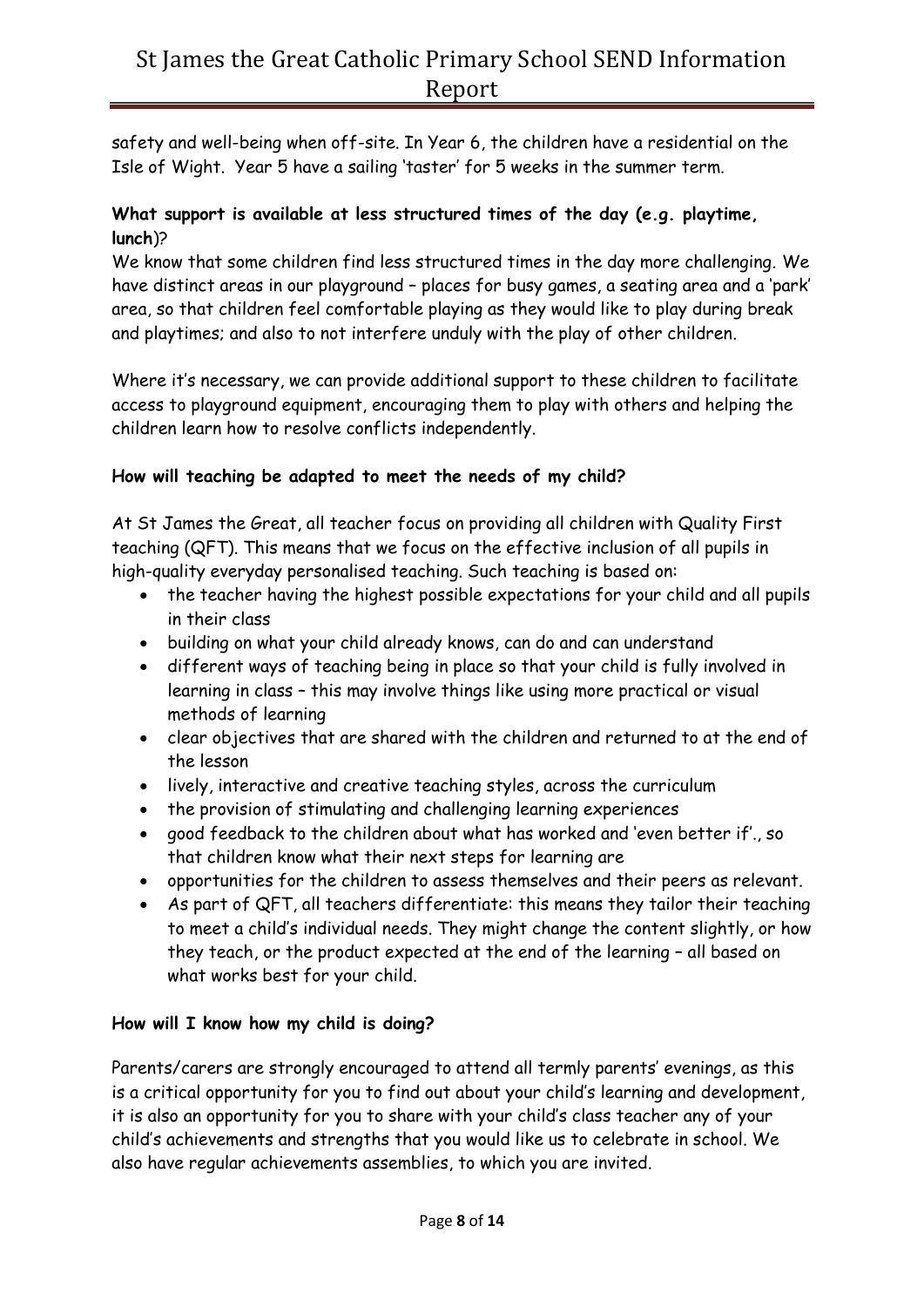safety and well-being when off-site. In Year 6, the children have a residential on the Isle of Wight.  Year 5 have a sailing 'taster' for 5 weeks in the summer term.

**What support is available at less structured times of the day (e.g. playtime, lunch)**?

We know that some children find less structured times in the day more challenging. We have distinct areas in our playground – places for busy games, a seating area and a 'park' area, so that children feel comfortable playing as they would like to play during break and playtimes; and also to not interfere unduly with the play of other children.

Where it's necessary, we can provide additional support to these children to facilitate access to playground equipment, encouraging them to play with others and helping the children learn how to resolve conflicts independently.

**How will teaching be adapted to meet the needs of my child?**

At St James the Great, all teacher focus on providing all children with Quality First teaching (QFT). This means that we focus on the effective inclusion of all pupils in high-quality everyday personalised teaching. Such teaching is based on:

- the teacher having the highest possible expectations for your child and all pupils in their class
- building on what your child already knows, can do and can understand
- different ways of teaching being in place so that your child is fully involved in learning in class – this may involve things like using more practical or visual methods of learning
- clear objectives that are shared with the children and returned to at the end of the lesson
- lively, interactive and creative teaching styles, across the curriculum
- the provision of stimulating and challenging learning experiences
- good feedback to the children about what has worked and 'even better if'., so that children know what their next steps for learning are
- opportunities for the children to assess themselves and their peers as relevant.
- As part of QFT, all teachers differentiate: this means they tailor their teaching to meet a child's individual needs. They might change the content slightly, or how they teach, or the product expected at the end of the learning – all based on what works best for your child.

**How will I know how my child is doing?**

Parents/carers are strongly encouraged to attend all termly parents' evenings, as this is a critical opportunity for you to find out about your child's learning and development, it is also an opportunity for you to share with your child's class teacher any of your child's achievements and strengths that you would like us to celebrate in school. We also have regular achievements assemblies, to which you are invited.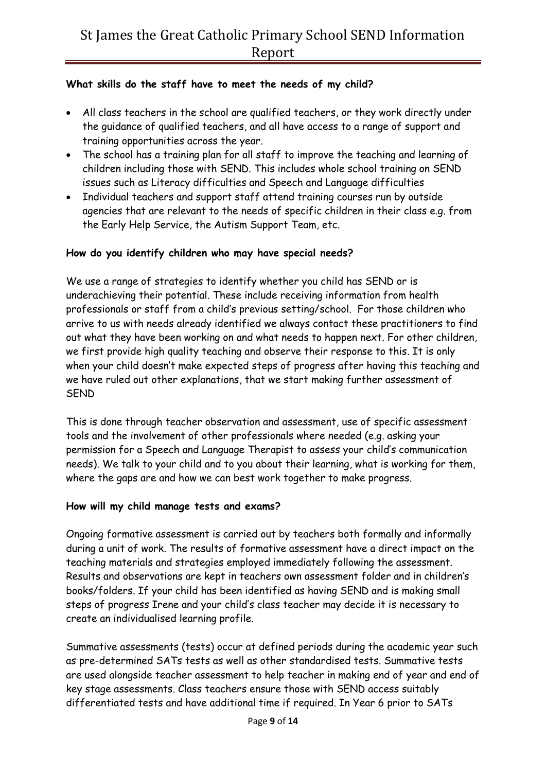**What skills do the staff have to meet the needs of my child?**

- All class teachers in the school are qualified teachers, or they work directly under the guidance of qualified teachers, and all have access to a range of support and training opportunities across the year.
- The school has a training plan for all staff to improve the teaching and learning of children including those with SEND. This includes whole school training on SEND issues such as Literacy difficulties and Speech and Language difficulties
- Individual teachers and support staff attend training courses run by outside agencies that are relevant to the needs of specific children in their class e.g. from the Early Help Service, the Autism Support Team, etc.

**How do you identify children who may have special needs?**

We use a range of strategies to identify whether you child has SEND or is underachieving their potential. These include receiving information from health professionals or staff from a child's previous setting/school. For those children who arrive to us with needs already identified we always contact these practitioners to find out what they have been working on and what needs to happen next. For other children, we first provide high quality teaching and observe their response to this. It is only when your child doesn't make expected steps of progress after having this teaching and we have ruled out other explanations, that we start making further assessment of SEND

This is done through teacher observation and assessment, use of specific assessment tools and the involvement of other professionals where needed (e.g. asking your permission for a Speech and Language Therapist to assess your child's communication needs). We talk to your child and to you about their learning, what is working for them, where the gaps are and how we can best work together to make progress.

**How will my child manage tests and exams?**

Ongoing formative assessment is carried out by teachers both formally and informally during a unit of work. The results of formative assessment have a direct impact on the teaching materials and strategies employed immediately following the assessment. Results and observations are kept in teachers own assessment folder and in children's books/folders. If your child has been identified as having SEND and is making small steps of progress Irene and your child's class teacher may decide it is necessary to create an individualised learning profile.

Summative assessments (tests) occur at defined periods during the academic year such as pre-determined SATs tests as well as other standardised tests. Summative tests are used alongside teacher assessment to help teacher in making end of year and end of key stage assessments. Class teachers ensure those with SEND access suitably differentiated tests and have additional time if required. In Year 6 prior to SATs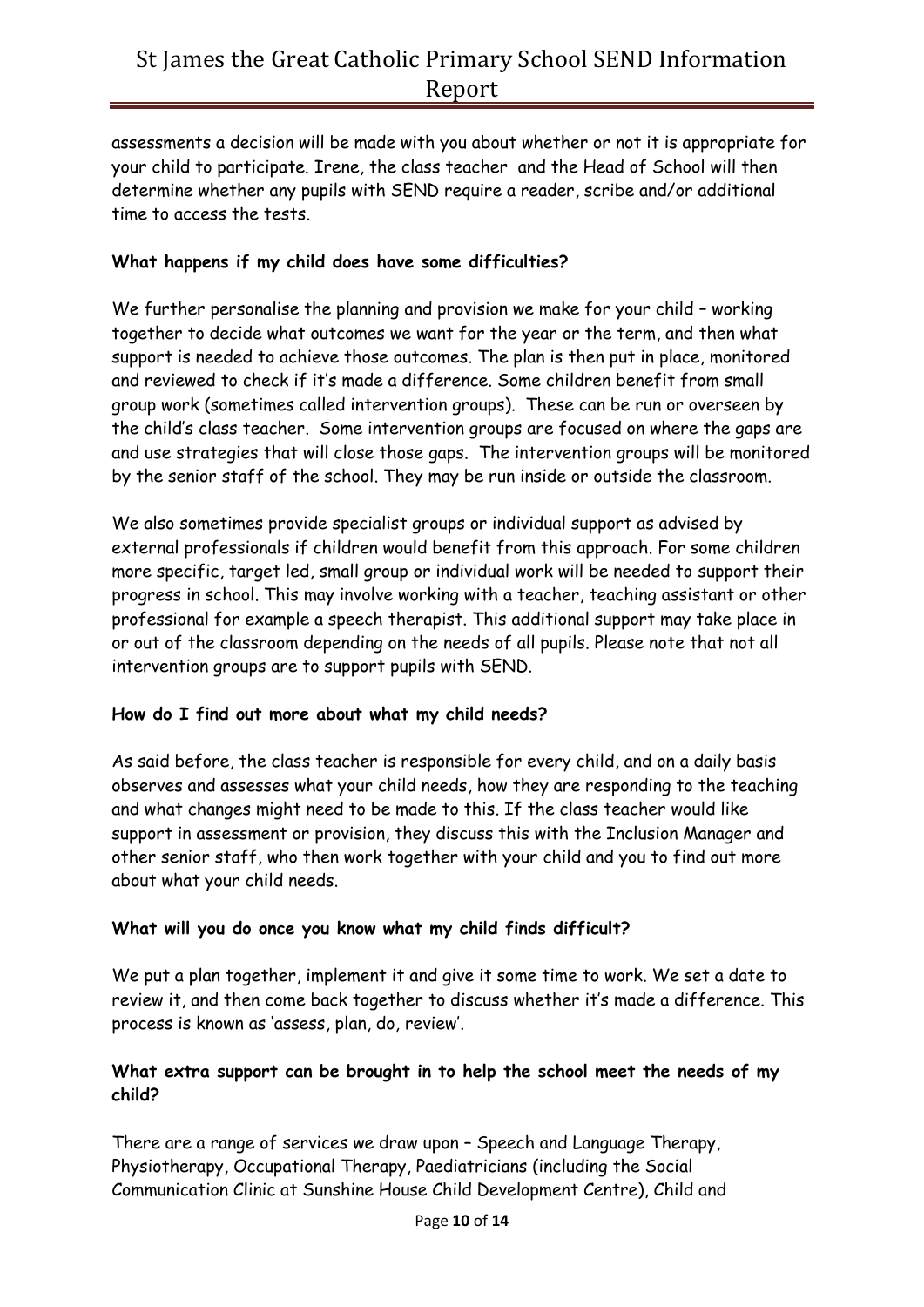assessments a decision will be made with you about whether or not it is appropriate for your child to participate. Irene, the class teacher and the Head of School will then determine whether any pupils with SEND require a reader, scribe and/or additional time to access the tests.

**What happens if my child does have some difficulties?**

We further personalise the planning and provision we make for your child – working together to decide what outcomes we want for the year or the term, and then what support is needed to achieve those outcomes. The plan is then put in place, monitored and reviewed to check if it's made a difference. Some children benefit from small group work (sometimes called intervention groups). These can be run or overseen by the child's class teacher. Some intervention groups are focused on where the gaps are and use strategies that will close those gaps. The intervention groups will be monitored by the senior staff of the school. They may be run inside or outside the classroom.

We also sometimes provide specialist groups or individual support as advised by external professionals if children would benefit from this approach. For some children more specific, target led, small group or individual work will be needed to support their progress in school. This may involve working with a teacher, teaching assistant or other professional for example a speech therapist. This additional support may take place in or out of the classroom depending on the needs of all pupils. Please note that not all intervention groups are to support pupils with SEND.

**How do I find out more about what my child needs?**

As said before, the class teacher is responsible for every child, and on a daily basis observes and assesses what your child needs, how they are responding to the teaching and what changes might need to be made to this. If the class teacher would like support in assessment or provision, they discuss this with the Inclusion Manager and other senior staff, who then work together with your child and you to find out more about what your child needs.

**What will you do once you know what my child finds difficult?**

We put a plan together, implement it and give it some time to work. We set a date to review it, and then come back together to discuss whether it's made a difference. This process is known as 'assess, plan, do, review'.

**What extra support can be brought in to help the school meet the needs of my child?**

There are a range of services we draw upon – Speech and Language Therapy, Physiotherapy, Occupational Therapy, Paediatricians (including the Social Communication Clinic at Sunshine House Child Development Centre), Child and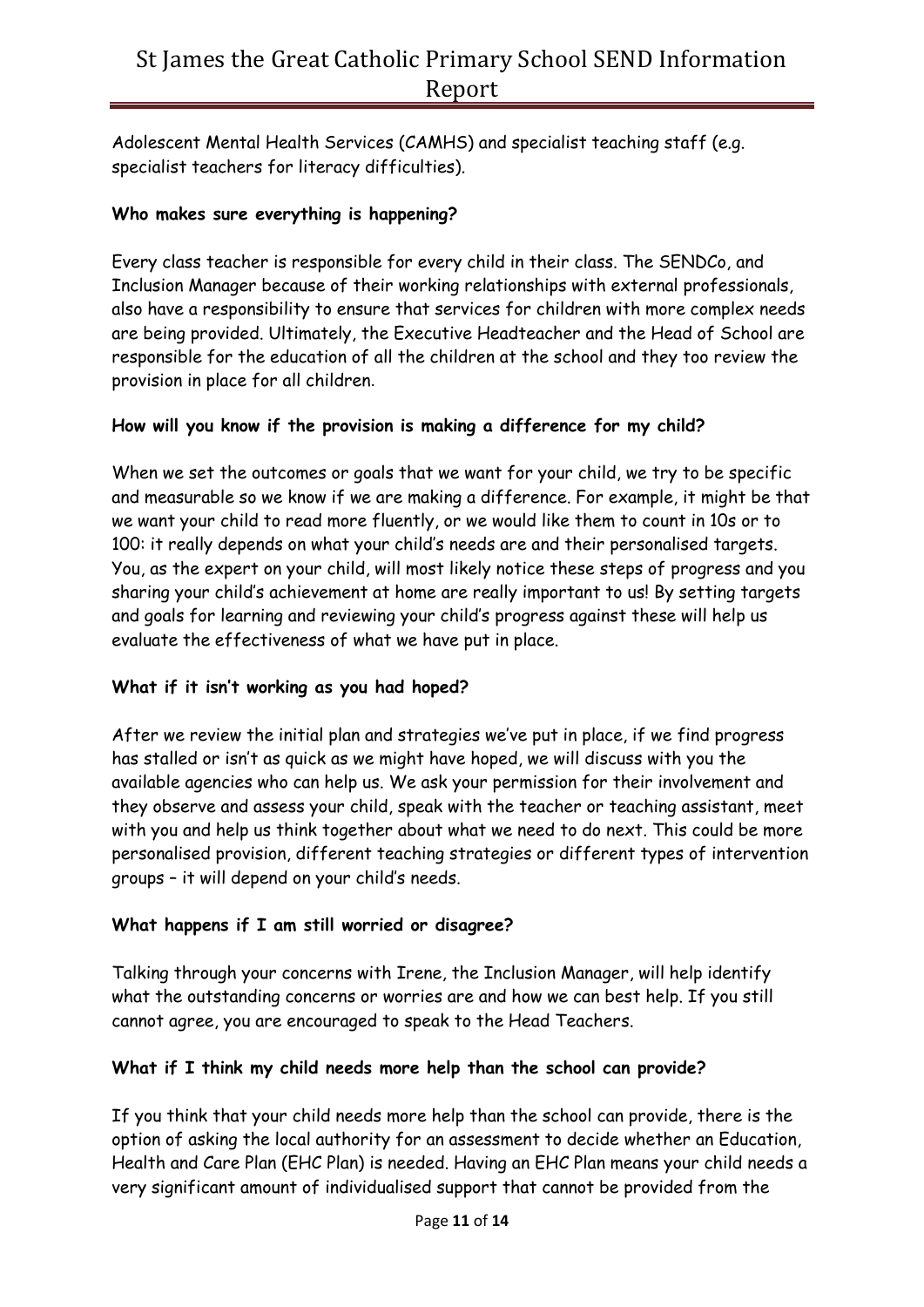Adolescent Mental Health Services (CAMHS) and specialist teaching staff (e.g. specialist teachers for literacy difficulties).

**Who makes sure everything is happening?**

Every class teacher is responsible for every child in their class. The SENDCo, and Inclusion Manager because of their working relationships with external professionals, also have a responsibility to ensure that services for children with more complex needs are being provided. Ultimately, the Executive Headteacher and the Head of School are responsible for the education of all the children at the school and they too review the provision in place for all children.

**How will you know if the provision is making a difference for my child?**

When we set the outcomes or goals that we want for your child, we try to be specific and measurable so we know if we are making a difference. For example, it might be that we want your child to read more fluently, or we would like them to count in 10s or to 100: it really depends on what your child's needs are and their personalised targets. You, as the expert on your child, will most likely notice these steps of progress and you sharing your child's achievement at home are really important to us! By setting targets and goals for learning and reviewing your child's progress against these will help us evaluate the effectiveness of what we have put in place.

**What if it isn't working as you had hoped?**

After we review the initial plan and strategies we've put in place, if we find progress has stalled or isn't as quick as we might have hoped, we will discuss with you the available agencies who can help us. We ask your permission for their involvement and they observe and assess your child, speak with the teacher or teaching assistant, meet with you and help us think together about what we need to do next. This could be more personalised provision, different teaching strategies or different types of intervention groups – it will depend on your child's needs.

**What happens if I am still worried or disagree?**

Talking through your concerns with Irene, the Inclusion Manager, will help identify what the outstanding concerns or worries are and how we can best help. If you still cannot agree, you are encouraged to speak to the Head Teachers.

**What if I think my child needs more help than the school can provide?**

If you think that your child needs more help than the school can provide, there is the option of asking the local authority for an assessment to decide whether an Education, Health and Care Plan (EHC Plan) is needed. Having an EHC Plan means your child needs a very significant amount of individualised support that cannot be provided from the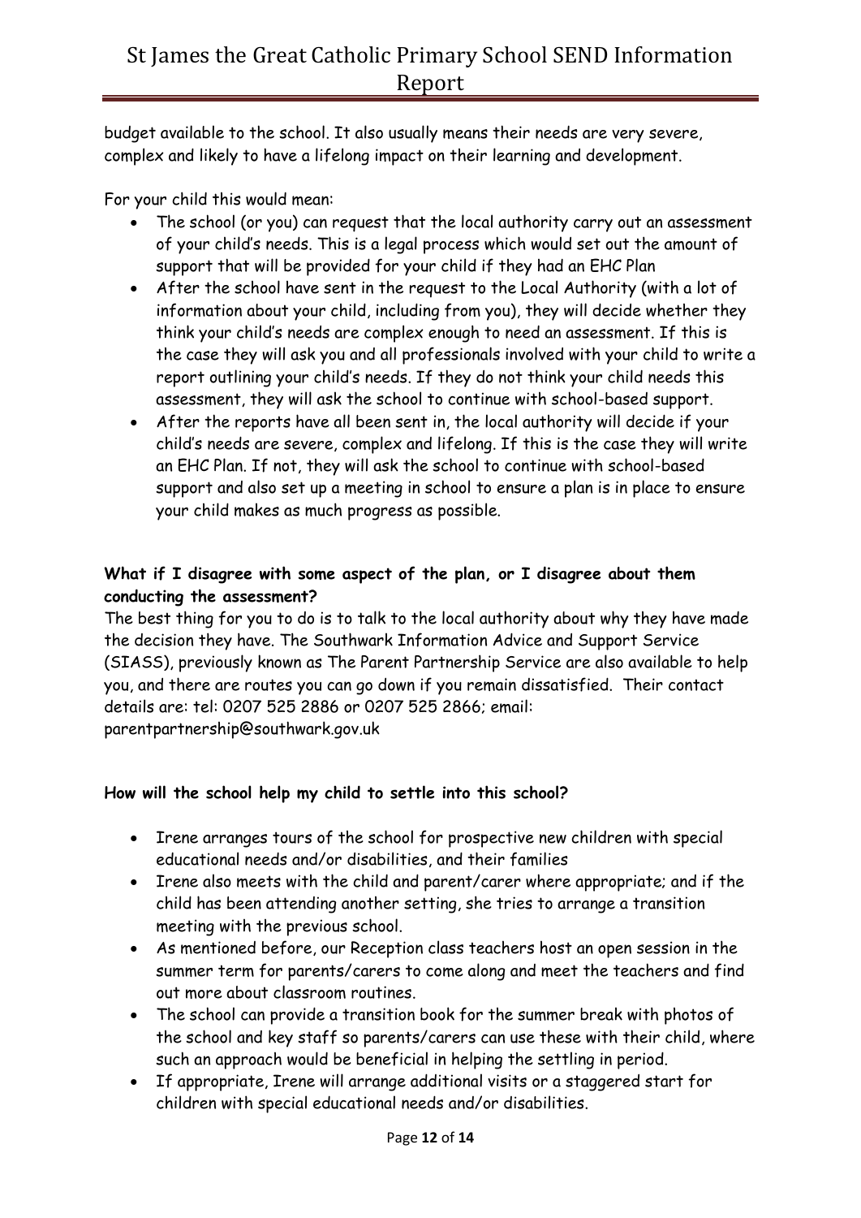budget available to the school. It also usually means their needs are very severe, complex and likely to have a lifelong impact on their learning and development.

For your child this would mean:

- The school (or you) can request that the local authority carry out an assessment of your child's needs. This is a legal process which would set out the amount of support that will be provided for your child if they had an EHC Plan
- After the school have sent in the request to the Local Authority (with a lot of information about your child, including from you), they will decide whether they think your child's needs are complex enough to need an assessment. If this is the case they will ask you and all professionals involved with your child to write a report outlining your child's needs. If they do not think your child needs this assessment, they will ask the school to continue with school-based support.
- After the reports have all been sent in, the local authority will decide if your child's needs are severe, complex and lifelong. If this is the case they will write an EHC Plan. If not, they will ask the school to continue with school-based support and also set up a meeting in school to ensure a plan is in place to ensure your child makes as much progress as possible.

**What if I disagree with some aspect of the plan, or I disagree about them conducting the assessment?**

The best thing for you to do is to talk to the local authority about why they have made the decision they have. The Southwark Information Advice and Support Service (SIASS), previously known as The Parent Partnership Service are also available to help you, and there are routes you can go down if you remain dissatisfied. Their contact details are: tel: 0207 525 2886 or 0207 525 2866; email: parentpartnership@southwark.gov.uk

**How will the school help my child to settle into this school?**

- Irene arranges tours of the school for prospective new children with special educational needs and/or disabilities, and their families
- Irene also meets with the child and parent/carer where appropriate; and if the child has been attending another setting, she tries to arrange a transition meeting with the previous school.
- As mentioned before, our Reception class teachers host an open session in the summer term for parents/carers to come along and meet the teachers and find out more about classroom routines.
- The school can provide a transition book for the summer break with photos of the school and key staff so parents/carers can use these with their child, where such an approach would be beneficial in helping the settling in period.
- If appropriate, Irene will arrange additional visits or a staggered start for children with special educational needs and/or disabilities.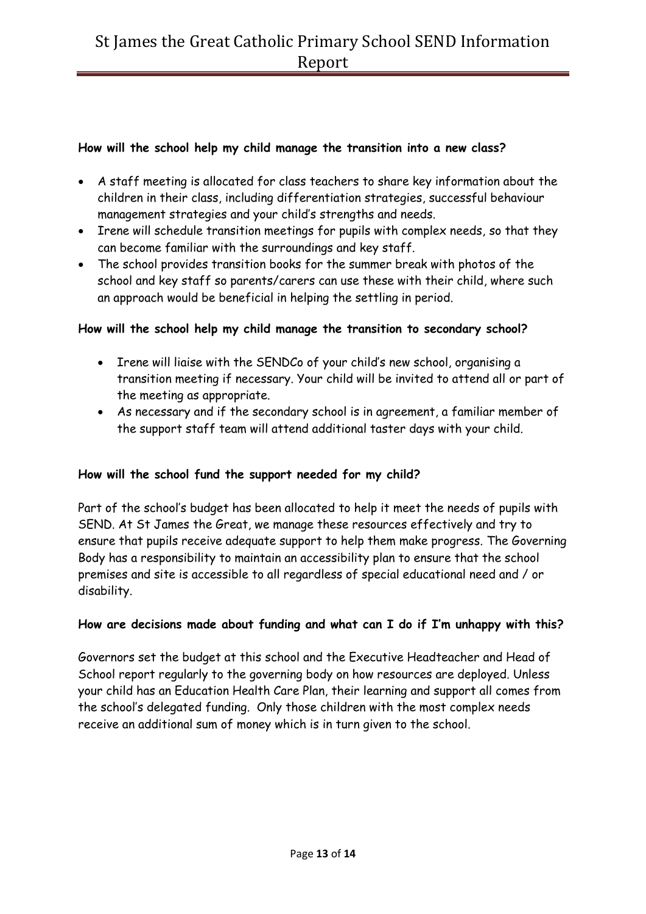**How will the school help my child manage the transition into a new class?**

- A staff meeting is allocated for class teachers to share key information about the children in their class, including differentiation strategies, successful behaviour management strategies and your child's strengths and needs.
- Irene will schedule transition meetings for pupils with complex needs, so that they can become familiar with the surroundings and key staff.
- The school provides transition books for the summer break with photos of the school and key staff so parents/carers can use these with their child, where such an approach would be beneficial in helping the settling in period.

**How will the school help my child manage the transition to secondary school?**

- Irene will liaise with the SENDCo of your child's new school, organising a transition meeting if necessary. Your child will be invited to attend all or part of the meeting as appropriate.
- As necessary and if the secondary school is in agreement, a familiar member of the support staff team will attend additional taster days with your child.

**How will the school fund the support needed for my child?**

Part of the school's budget has been allocated to help it meet the needs of pupils with SEND. At St James the Great, we manage these resources effectively and try to ensure that pupils receive adequate support to help them make progress. The Governing Body has a responsibility to maintain an accessibility plan to ensure that the school premises and site is accessible to all regardless of special educational need and / or disability.

**How are decisions made about funding and what can I do if I'm unhappy with this?**

Governors set the budget at this school and the Executive Headteacher and Head of School report regularly to the governing body on how resources are deployed. Unless your child has an Education Health Care Plan, their learning and support all comes from the school's delegated funding. Only those children with the most complex needs receive an additional sum of money which is in turn given to the school.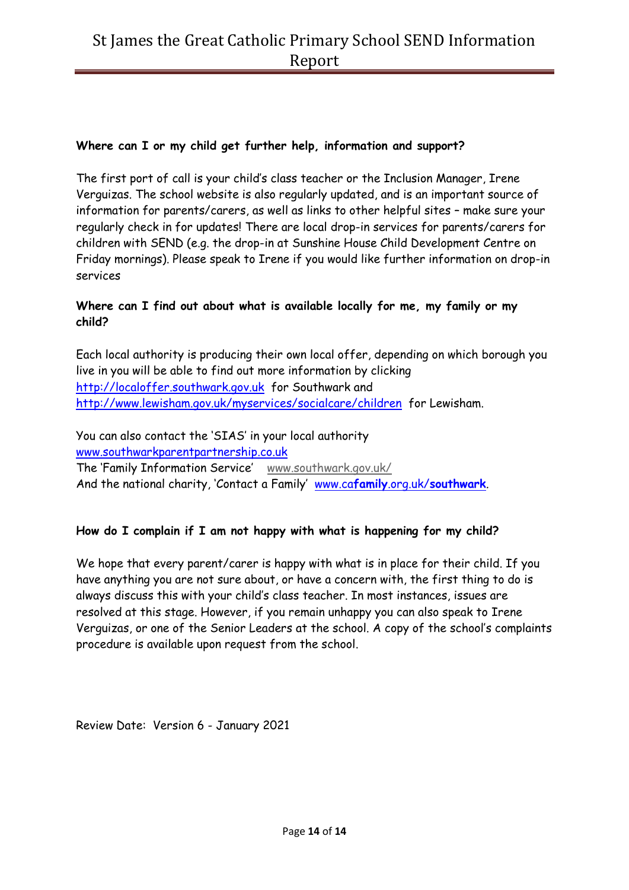**Where can I or my child get further help, information and support?**

The first port of call is your child's class teacher or the Inclusion Manager, Irene Verguizas. The school website is also regularly updated, and is an important source of information for parents/carers, as well as links to other helpful sites – make sure your regularly check in for updates! There are local drop-in services for parents/carers for children with SEND (e.g. the drop-in at Sunshine House Child Development Centre on Friday mornings). Please speak to Irene if you would like further information on drop-in services

**Where can I find out about what is available locally for me, my family or my child?**

Each local authority is producing their own local offer, depending on which borough you live in you will be able to find out more information by clicking http://localoffer.southwark.gov.uk for Southwark and http://www.lewisham.gov.uk/myservices/socialcare/children for Lewisham.

You can also contact the 'SIAS' in your local authority
www.southwarkparentpartnership.co.uk
The 'Family Information Service' www.southwark.gov.uk/
And the national charity, 'Contact a Family' www.cafamily.org.uk/southwark.

**How do I complain if I am not happy with what is happening for my child?**

We hope that every parent/carer is happy with what is in place for their child. If you have anything you are not sure about, or have a concern with, the first thing to do is always discuss this with your child's class teacher. In most instances, issues are resolved at this stage. However, if you remain unhappy you can also speak to Irene Verguizas, or one of the Senior Leaders at the school. A copy of the school's complaints procedure is available upon request from the school.

Review Date: Version 6 - January 2021